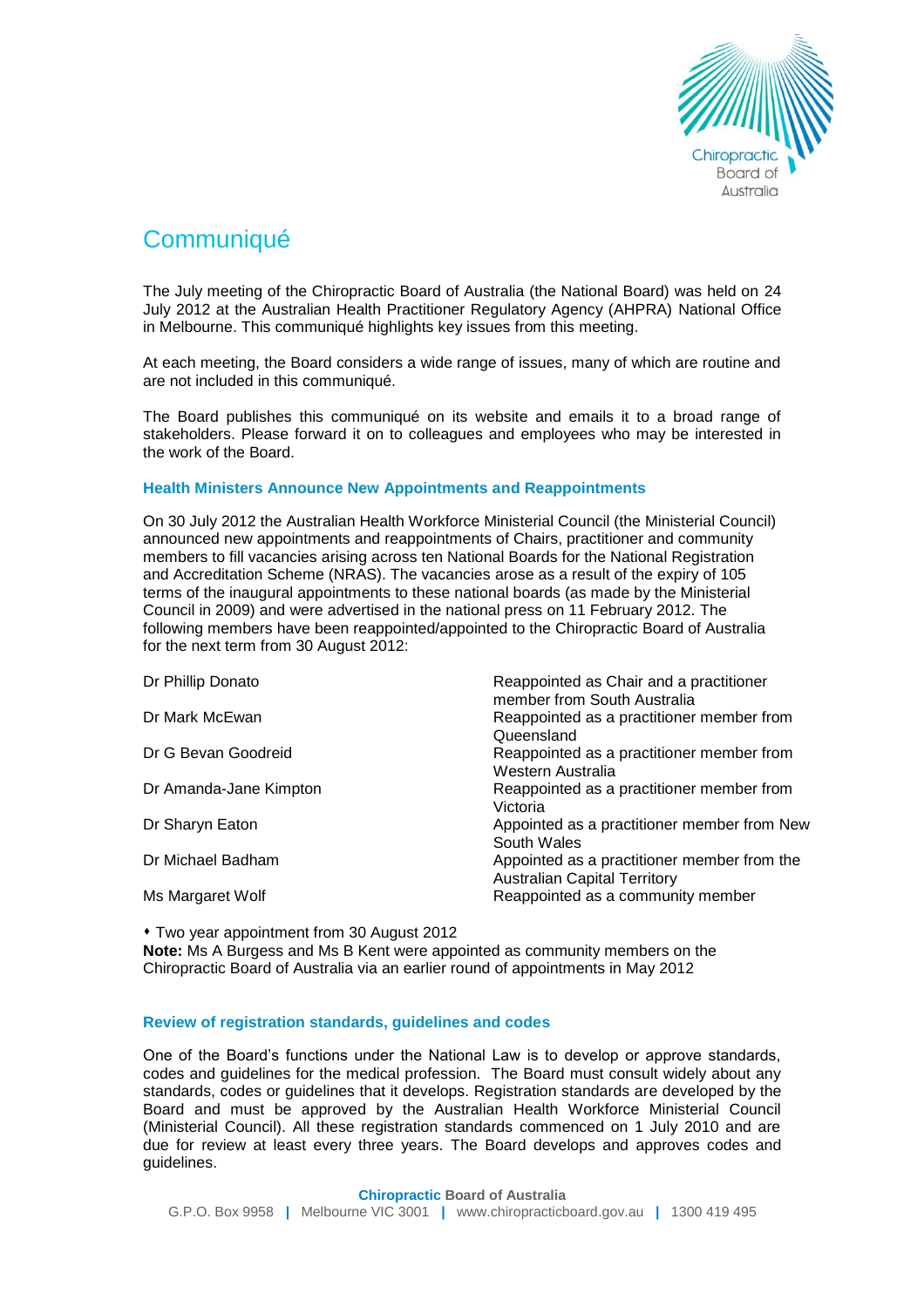# Communiqué

The July meeting of the Chiropractic Board of Australia (the National Board) was held on 24 July 2012 at the Australian Health Practitioner Regulatory Agency (AHPRA) National Office in Melbourne. This communiqué highlights key issues from this meeting.

At each meeting, the Board considers a wide range of issues, many of which are routine and are not included in this communiqué.

The Board publishes this communiqué on its website and emails it to a broad range of stakeholders. Please forward it on to colleagues and employees who may be interested in the work of the Board.

### Health Ministers Announce New Appointments and Reappointments

On 30 July 2012 the Australian Health Workforce Ministerial Council (the Ministerial Council) announced new appointments and reappointments of Chairs, practitioner and community members to fill vacancies arising across ten National Boards for the National Registration and Accreditation Scheme (NRAS). The vacancies arose as a result of the expiry of 105 terms of the inaugural appointments to these national boards (as made by the Ministerial Council in 2009) and were advertised in the national press on 11 February 2012. The following members have been reappointed/appointed to the Chiropractic Board of Australia for the next term from 30 August 2012:

| | |
|---|---|
| Dr Phillip Donato | Reappointed as Chair and a practitioner member from South Australia |
| Dr Mark McEwan | Reappointed as a practitioner member from Queensland |
| Dr G Bevan Goodreid | Reappointed as a practitioner member from Western Australia |
| Dr Amanda-Jane Kimpton | Reappointed as a practitioner member from Victoria |
| Dr Sharyn Eaton | Appointed as a practitioner member from New South Wales |
| Dr Michael Badham | Appointed as a practitioner member from the Australian Capital Territory |
| Ms Margaret Wolf | Reappointed as a community member |

⬩ Two year appointment from 30 August 2012

**Note:** Ms A Burgess and Ms B Kent were appointed as community members on the Chiropractic Board of Australia via an earlier round of appointments in May 2012

### Review of registration standards, guidelines and codes

One of the Board's functions under the National Law is to develop or approve standards, codes and guidelines for the medical profession. The Board must consult widely about any standards, codes or guidelines that it develops. Registration standards are developed by the Board and must be approved by the Australian Health Workforce Ministerial Council (Ministerial Council). All these registration standards commenced on 1 July 2010 and are due for review at least every three years. The Board develops and approves codes and guidelines.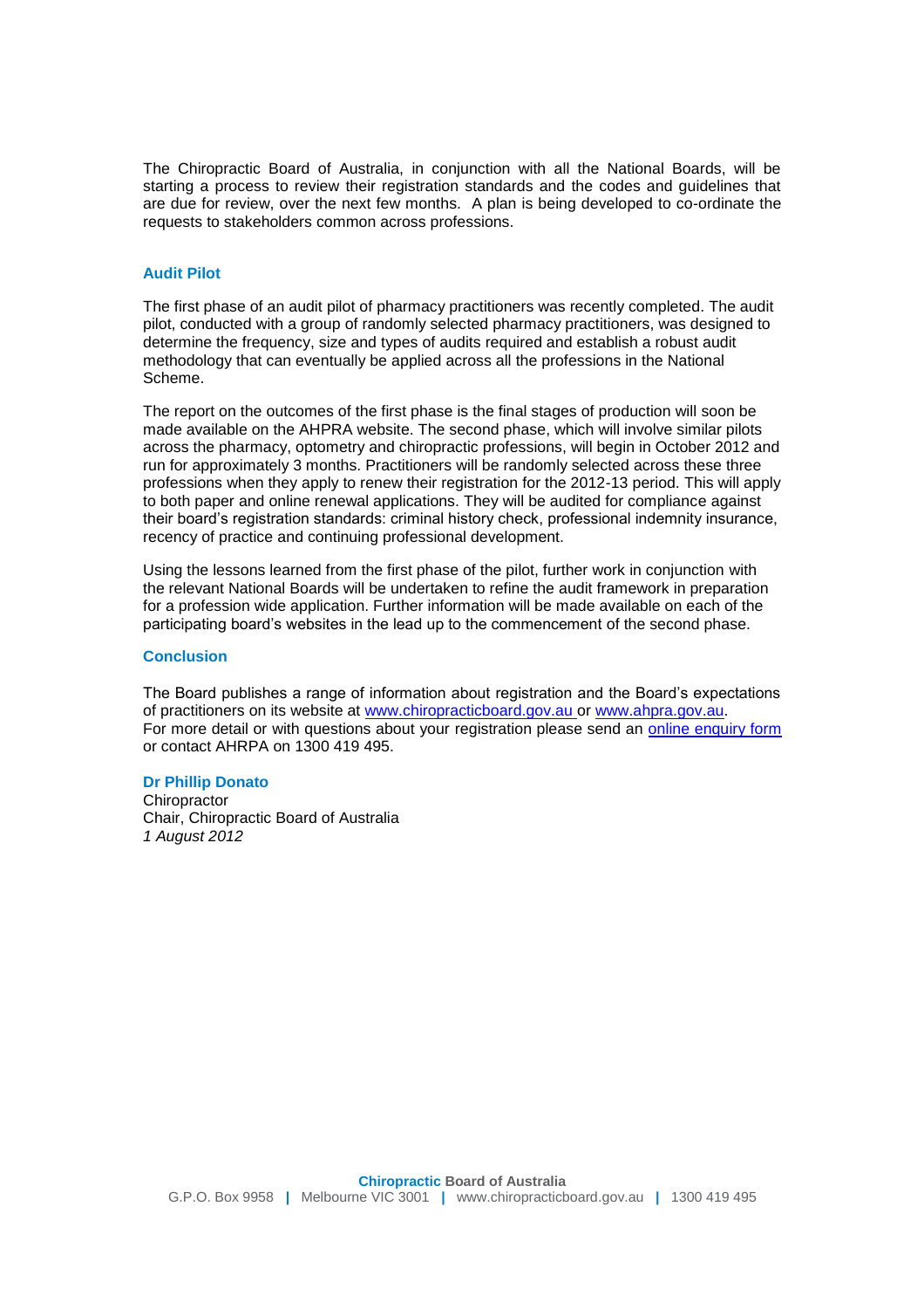The Chiropractic Board of Australia, in conjunction with all the National Boards, will be starting a process to review their registration standards and the codes and guidelines that are due for review, over the next few months. A plan is being developed to co-ordinate the requests to stakeholders common across professions.

### Audit Pilot

The first phase of an audit pilot of pharmacy practitioners was recently completed. The audit pilot, conducted with a group of randomly selected pharmacy practitioners, was designed to determine the frequency, size and types of audits required and establish a robust audit methodology that can eventually be applied across all the professions in the National Scheme.

The report on the outcomes of the first phase is the final stages of production will soon be made available on the AHPRA website. The second phase, which will involve similar pilots across the pharmacy, optometry and chiropractic professions, will begin in October 2012 and run for approximately 3 months. Practitioners will be randomly selected across these three professions when they apply to renew their registration for the 2012-13 period. This will apply to both paper and online renewal applications. They will be audited for compliance against their board's registration standards: criminal history check, professional indemnity insurance, recency of practice and continuing professional development.

Using the lessons learned from the first phase of the pilot, further work in conjunction with the relevant National Boards will be undertaken to refine the audit framework in preparation for a profession wide application. Further information will be made available on each of the participating board's websites in the lead up to the commencement of the second phase.

### Conclusion

The Board publishes a range of information about registration and the Board's expectations of practitioners on its website at [www.chiropracticboard.gov.au](www.chiropracticboard.gov.au) or [www.ahpra.gov.au](www.ahpra.gov.au).
For more detail or with questions about your registration please send an online enquiry form or contact AHRPA on 1300 419 495.

**Dr Phillip Donato**
Chiropractor
Chair, Chiropractic Board of Australia
*1 August 2012*